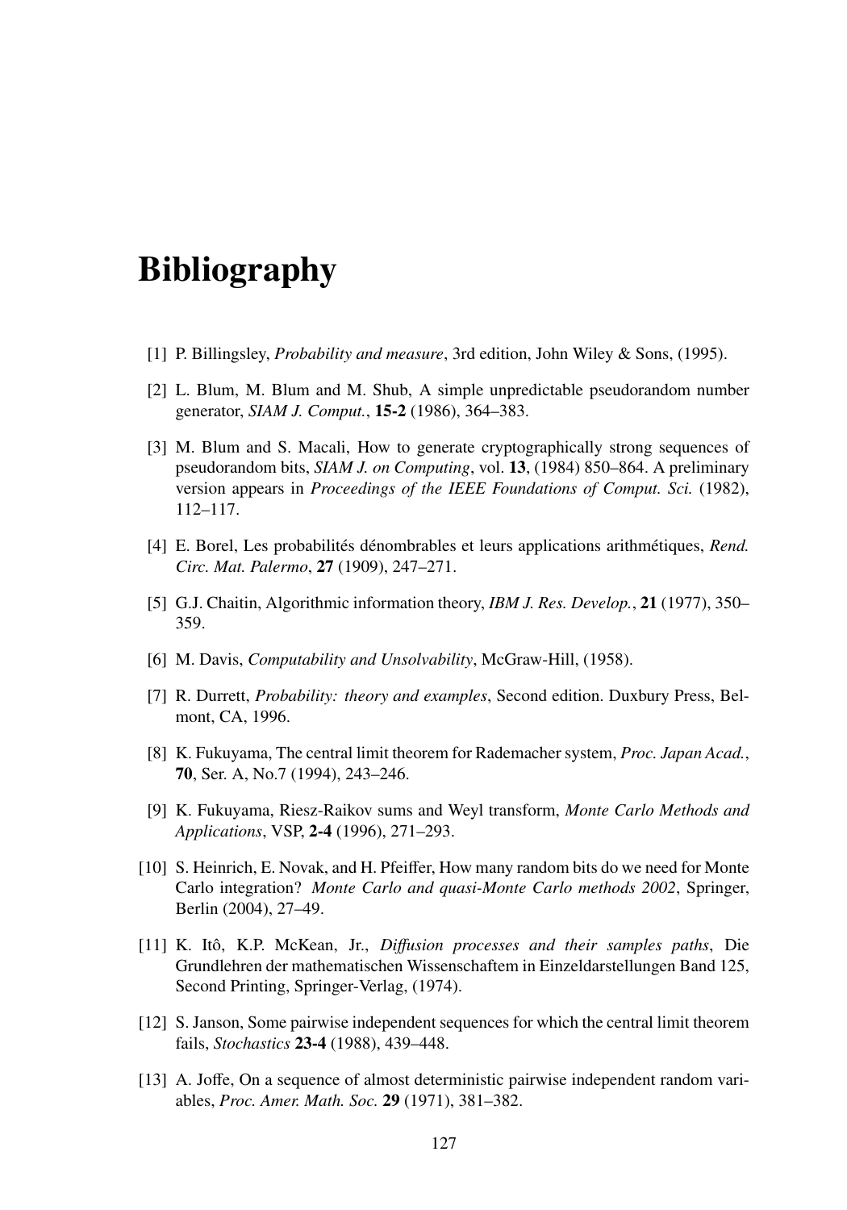# Bibliography

[1] P. Billingsley, *Probability and measure*, 3rd edition, John Wiley & Sons, (1995).

[2] L. Blum, M. Blum and M. Shub, A simple unpredictable pseudorandom number generator, *SIAM J. Comput.*, **15-2** (1986), 364–383.

[3] M. Blum and S. Macali, How to generate cryptographically strong sequences of pseudorandom bits, *SIAM J. on Computing*, vol. **13**, (1984) 850–864. A preliminary version appears in *Proceedings of the IEEE Foundations of Comput. Sci.* (1982), 112–117.

[4] E. Borel, Les probabilités dénombrables et leurs applications arithmétiques, *Rend. Circ. Mat. Palermo*, **27** (1909), 247–271.

[5] G.J. Chaitin, Algorithmic information theory, *IBM J. Res. Develop.*, **21** (1977), 350–359.

[6] M. Davis, *Computability and Unsolvability*, McGraw-Hill, (1958).

[7] R. Durrett, *Probability: theory and examples*, Second edition. Duxbury Press, Belmont, CA, 1996.

[8] K. Fukuyama, The central limit theorem for Rademacher system, *Proc. Japan Acad.*, **70**, Ser. A, No.7 (1994), 243–246.

[9] K. Fukuyama, Riesz-Raikov sums and Weyl transform, *Monte Carlo Methods and Applications*, VSP, **2-4** (1996), 271–293.

[10] S. Heinrich, E. Novak, and H. Pfeiffer, How many random bits do we need for Monte Carlo integration? *Monte Carlo and quasi-Monte Carlo methods 2002*, Springer, Berlin (2004), 27–49.

[11] K. Itô, K.P. McKean, Jr., *Diffusion processes and their samples paths*, Die Grundlehren der mathematischen Wissenschaftem in Einzeldarstellungen Band 125, Second Printing, Springer-Verlag, (1974).

[12] S. Janson, Some pairwise independent sequences for which the central limit theorem fails, *Stochastics* **23-4** (1988), 439–448.

[13] A. Joffe, On a sequence of almost deterministic pairwise independent random variables, *Proc. Amer. Math. Soc.* **29** (1971), 381–382.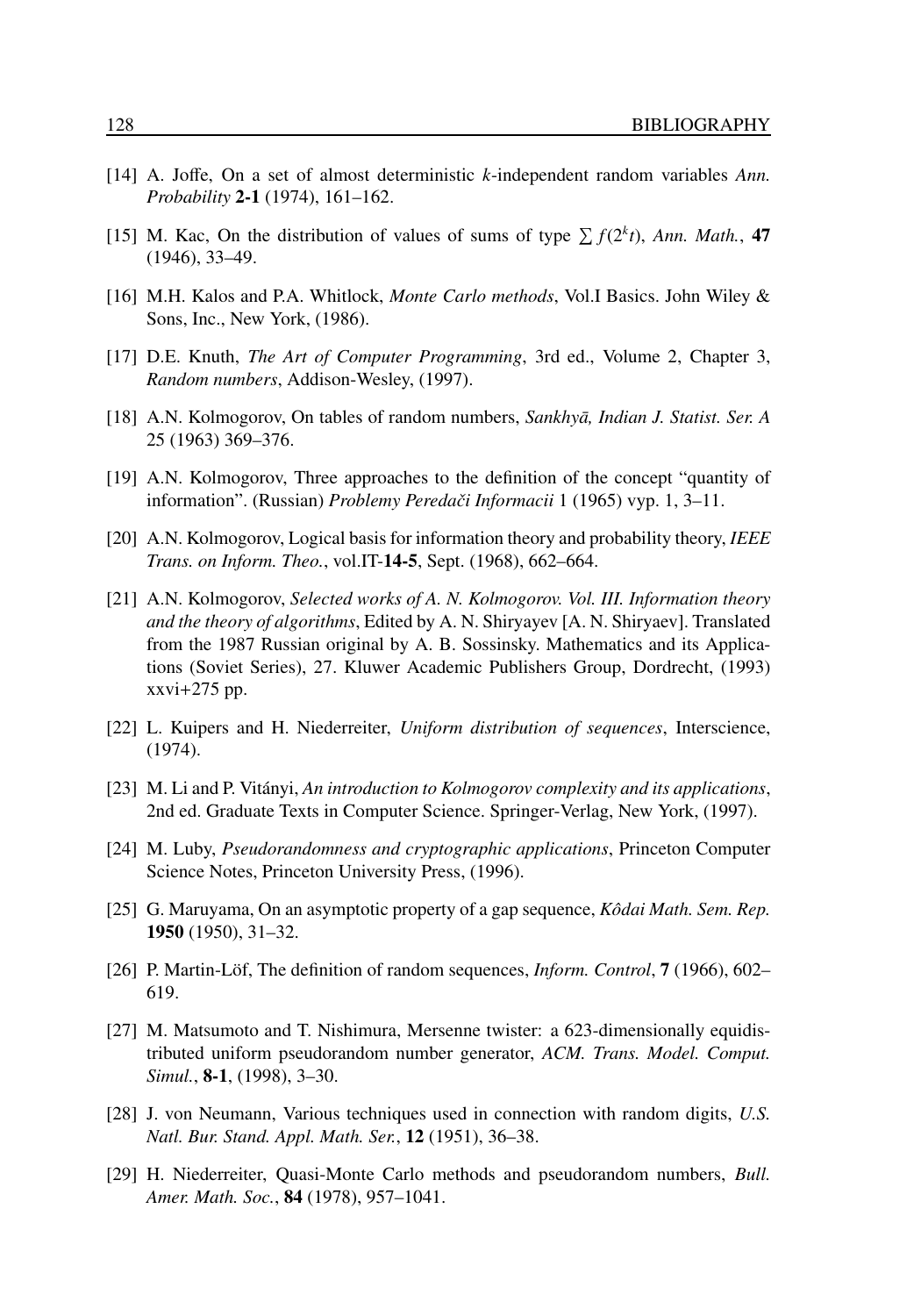[14] A. Joffe, On a set of almost deterministic $k$-independent random variables *Ann. Probability* **2-1** (1974), 161–162.

[15] M. Kac, On the distribution of values of sums of type $\sum f(2^k t)$, *Ann. Math.*, **47** (1946), 33–49.

[16] M.H. Kalos and P.A. Whitlock, *Monte Carlo methods*, Vol.I Basics. John Wiley & Sons, Inc., New York, (1986).

[17] D.E. Knuth, *The Art of Computer Programming*, 3rd ed., Volume 2, Chapter 3, *Random numbers*, Addison-Wesley, (1997).

[18] A.N. Kolmogorov, On tables of random numbers, *Sankhyā, Indian J. Statist. Ser. A* 25 (1963) 369–376.

[19] A.N. Kolmogorov, Three approaches to the definition of the concept "quantity of information". (Russian) *Problemy Peredači Informacii* 1 (1965) vyp. 1, 3–11.

[20] A.N. Kolmogorov, Logical basis for information theory and probability theory, *IEEE Trans. on Inform. Theo.*, vol.IT-**14-5**, Sept. (1968), 662–664.

[21] A.N. Kolmogorov, *Selected works of A. N. Kolmogorov. Vol. III. Information theory and the theory of algorithms*, Edited by A. N. Shiryayev [A. N. Shiryaev]. Translated from the 1987 Russian original by A. B. Sossinsky. Mathematics and its Applications (Soviet Series), 27. Kluwer Academic Publishers Group, Dordrecht, (1993) xxvi+275 pp.

[22] L. Kuipers and H. Niederreiter, *Uniform distribution of sequences*, Interscience, (1974).

[23] M. Li and P. Vitányi, *An introduction to Kolmogorov complexity and its applications*, 2nd ed. Graduate Texts in Computer Science. Springer-Verlag, New York, (1997).

[24] M. Luby, *Pseudorandomness and cryptographic applications*, Princeton Computer Science Notes, Princeton University Press, (1996).

[25] G. Maruyama, On an asymptotic property of a gap sequence, *Kôdai Math. Sem. Rep.* **1950** (1950), 31–32.

[26] P. Martin-Löf, The definition of random sequences, *Inform. Control*, **7** (1966), 602–619.

[27] M. Matsumoto and T. Nishimura, Mersenne twister: a 623-dimensionally equidistributed uniform pseudorandom number generator, *ACM. Trans. Model. Comput. Simul.*, **8-1**, (1998), 3–30.

[28] J. von Neumann, Various techniques used in connection with random digits, *U.S. Natl. Bur. Stand. Appl. Math. Ser.*, **12** (1951), 36–38.

[29] H. Niederreiter, Quasi-Monte Carlo methods and pseudorandom numbers, *Bull. Amer. Math. Soc.*, **84** (1978), 957–1041.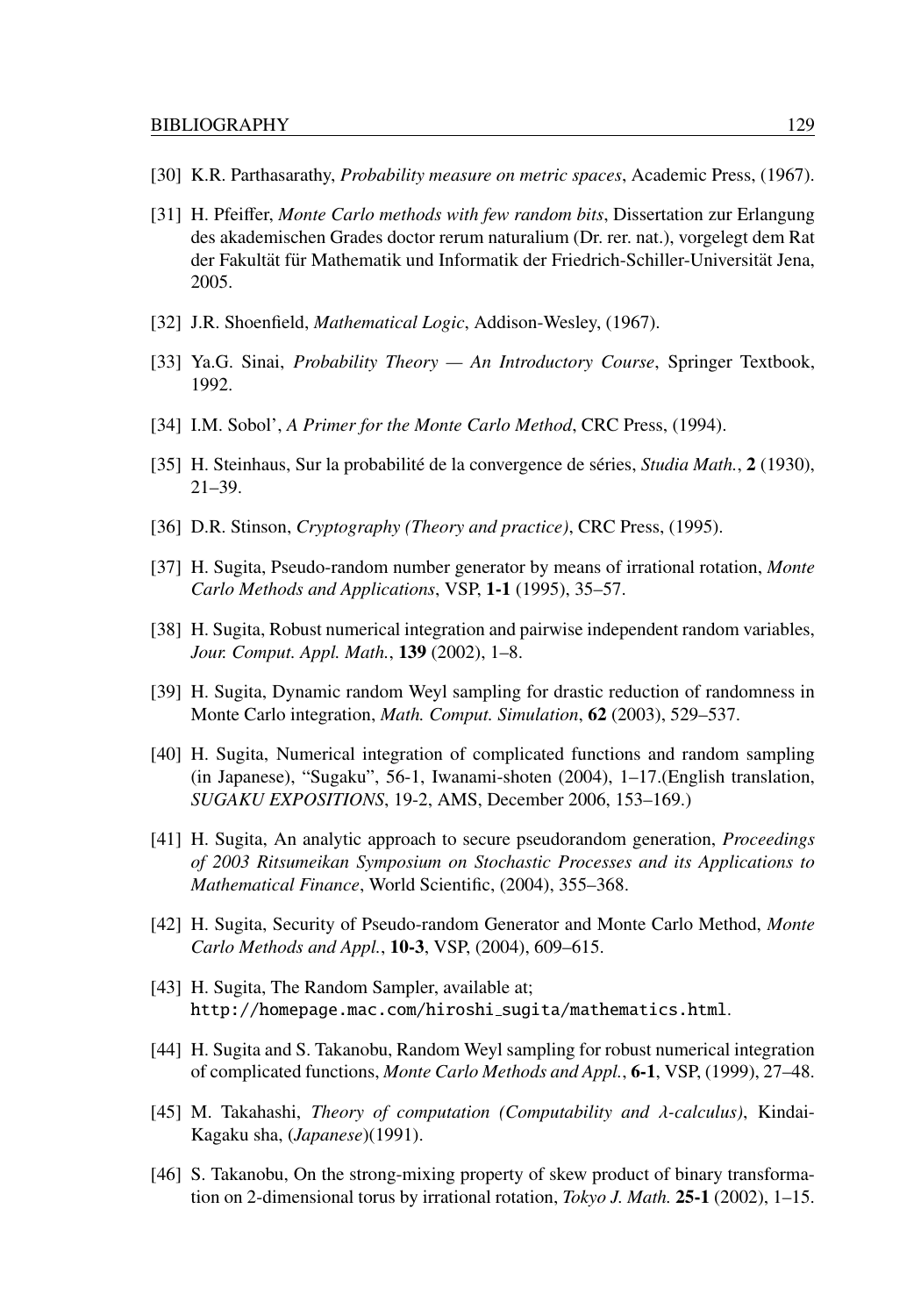[30] K.R. Parthasarathy, *Probability measure on metric spaces*, Academic Press, (1967).

[31] H. Pfeiffer, *Monte Carlo methods with few random bits*, Dissertation zur Erlangung des akademischen Grades doctor rerum naturalium (Dr. rer. nat.), vorgelegt dem Rat der Fakultät für Mathematik und Informatik der Friedrich-Schiller-Universität Jena, 2005.

[32] J.R. Shoenfield, *Mathematical Logic*, Addison-Wesley, (1967).

[33] Ya.G. Sinai, *Probability Theory — An Introductory Course*, Springer Textbook, 1992.

[34] I.M. Sobol', *A Primer for the Monte Carlo Method*, CRC Press, (1994).

[35] H. Steinhaus, Sur la probabilité de la convergence de séries, *Studia Math.*, **2** (1930), 21–39.

[36] D.R. Stinson, *Cryptography (Theory and practice)*, CRC Press, (1995).

[37] H. Sugita, Pseudo-random number generator by means of irrational rotation, *Monte Carlo Methods and Applications*, VSP, **1-1** (1995), 35–57.

[38] H. Sugita, Robust numerical integration and pairwise independent random variables, *Jour. Comput. Appl. Math.*, **139** (2002), 1–8.

[39] H. Sugita, Dynamic random Weyl sampling for drastic reduction of randomness in Monte Carlo integration, *Math. Comput. Simulation*, **62** (2003), 529–537.

[40] H. Sugita, Numerical integration of complicated functions and random sampling (in Japanese), "Sugaku", 56-1, Iwanami-shoten (2004), 1–17.(English translation, *SUGAKU EXPOSITIONS*, 19-2, AMS, December 2006, 153–169.)

[41] H. Sugita, An analytic approach to secure pseudorandom generation, *Proceedings of 2003 Ritsumeikan Symposium on Stochastic Processes and its Applications to Mathematical Finance*, World Scientific, (2004), 355–368.

[42] H. Sugita, Security of Pseudo-random Generator and Monte Carlo Method, *Monte Carlo Methods and Appl.*, **10-3**, VSP, (2004), 609–615.

[43] H. Sugita, The Random Sampler, available at; http://homepage.mac.com/hiroshi_sugita/mathematics.html.

[44] H. Sugita and S. Takanobu, Random Weyl sampling for robust numerical integration of complicated functions, *Monte Carlo Methods and Appl.*, **6-1**, VSP, (1999), 27–48.

[45] M. Takahashi, *Theory of computation (Computability and λ-calculus)*, Kindai-Kagaku sha, (*Japanese*)(1991).

[46] S. Takanobu, On the strong-mixing property of skew product of binary transformation on 2-dimensional torus by irrational rotation, *Tokyo J. Math.* **25-1** (2002), 1–15.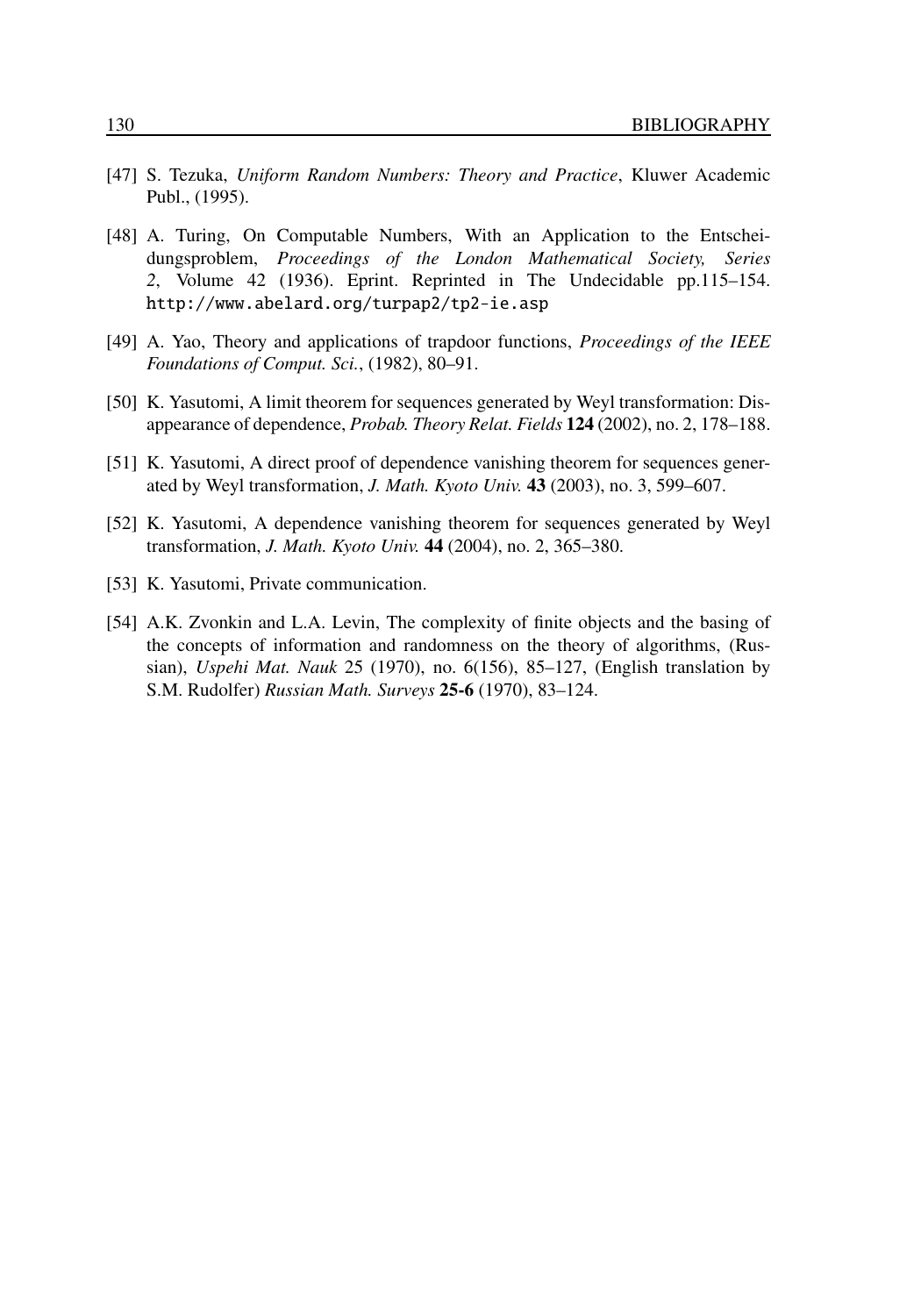[47] S. Tezuka, *Uniform Random Numbers: Theory and Practice*, Kluwer Academic Publ., (1995).

[48] A. Turing, On Computable Numbers, With an Application to the Entscheidungsproblem, *Proceedings of the London Mathematical Society, Series 2*, Volume 42 (1936). Eprint. Reprinted in The Undecidable pp.115–154. http://www.abelard.org/turpap2/tp2-ie.asp

[49] A. Yao, Theory and applications of trapdoor functions, *Proceedings of the IEEE Foundations of Comput. Sci.*, (1982), 80–91.

[50] K. Yasutomi, A limit theorem for sequences generated by Weyl transformation: Disappearance of dependence, *Probab. Theory Relat. Fields* **124** (2002), no. 2, 178–188.

[51] K. Yasutomi, A direct proof of dependence vanishing theorem for sequences generated by Weyl transformation, *J. Math. Kyoto Univ.* **43** (2003), no. 3, 599–607.

[52] K. Yasutomi, A dependence vanishing theorem for sequences generated by Weyl transformation, *J. Math. Kyoto Univ.* **44** (2004), no. 2, 365–380.

[53] K. Yasutomi, Private communication.

[54] A.K. Zvonkin and L.A. Levin, The complexity of finite objects and the basing of the concepts of information and randomness on the theory of algorithms, (Russian), *Uspehi Mat. Nauk* 25 (1970), no. 6(156), 85–127, (English translation by S.M. Rudolfer) *Russian Math. Surveys* **25-6** (1970), 83–124.